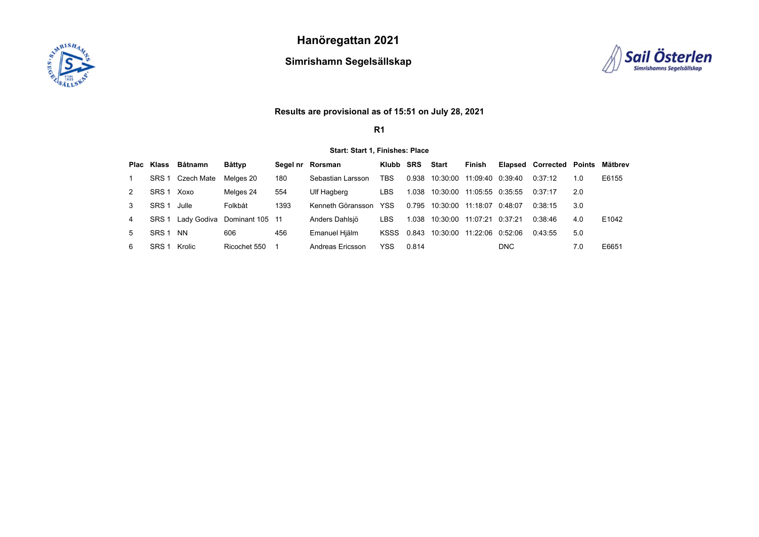# Hanöregattan 2021

## Simrishamn Segelsällskap

**Results are provisional as of 15:51 on July 28, 2021**

**R1**

**Start: Start 1, Finishes: Place**

| Plac | Klass | Båtnamn | Båttyp | Segel nr | Rorsman | Klubb | SRS | Start | Finish | Elapsed | Corrected | Points | Mätbrev |
|---|---|---|---|---|---|---|---|---|---|---|---|---|---|
| 1 | SRS 1 | Czech Mate | Melges 20 | 180 | Sebastian Larsson | TBS | 0.938 | 10:30:00 | 11:09:40 | 0:39:40 | 0:37:12 | 1.0 | E6155 |
| 2 | SRS 1 | Xoxo | Melges 24 | 554 | Ulf Hagberg | LBS | 1.038 | 10:30:00 | 11:05:55 | 0:35:55 | 0:37:17 | 2.0 | |
| 3 | SRS 1 | Julle | Folkbåt | 1393 | Kenneth Göransson | YSS | 0.795 | 10:30:00 | 11:18:07 | 0:48:07 | 0:38:15 | 3.0 | |
| 4 | SRS 1 | Lady Godiva | Dominant 105 | 11 | Anders Dahlsjö | LBS | 1.038 | 10:30:00 | 11:07:21 | 0:37:21 | 0:38:46 | 4.0 | E1042 |
| 5 | SRS 1 | NN | 606 | 456 | Emanuel Hjälm | KSSS | 0.843 | 10:30:00 | 11:22:06 | 0:52:06 | 0:43:55 | 5.0 | |
| 6 | SRS 1 | Krolic | Ricochet 550 | 1 | Andreas Ericsson | YSS | 0.814 | | | DNC | | 7.0 | E6651 |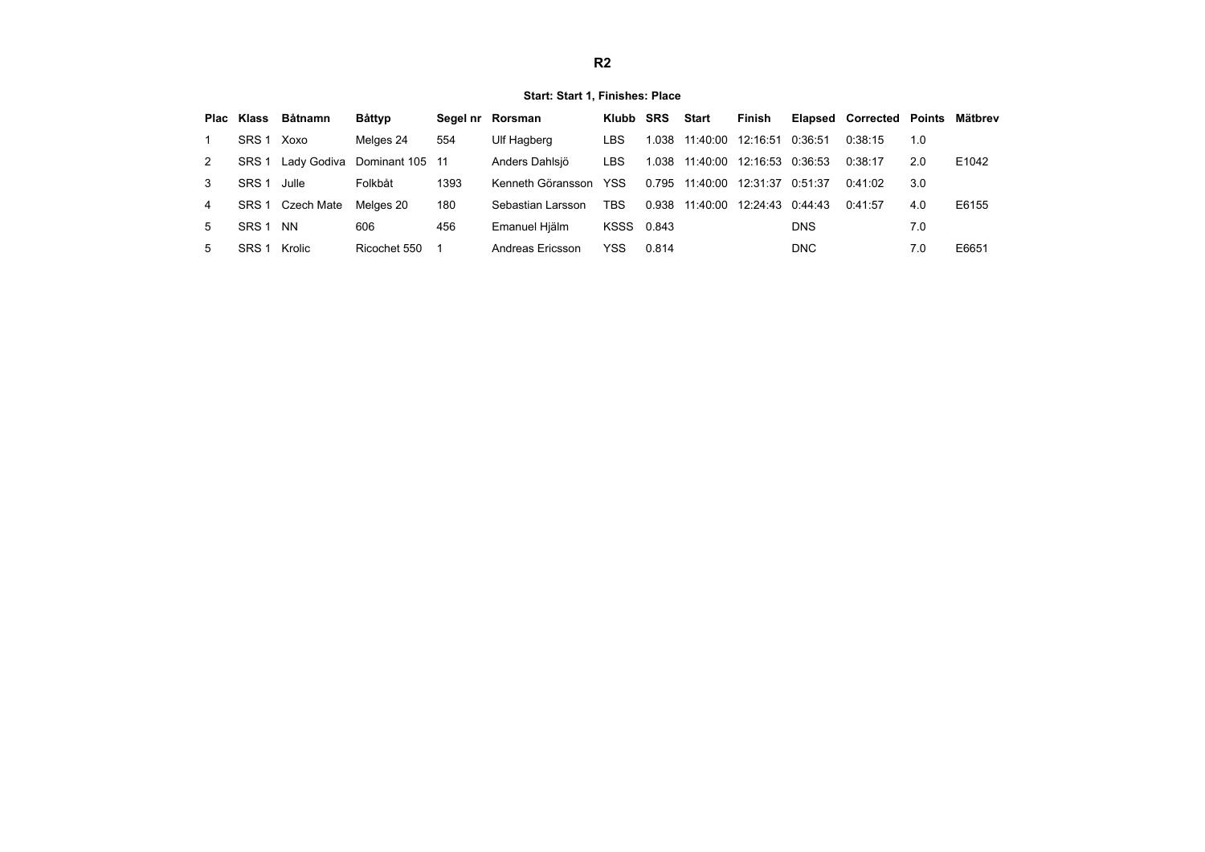# R2

**Start: Start 1, Finishes: Place**

| Plac | Klass | Båtnamn | Båttyp | Segel nr | Rorsman | Klubb | SRS | Start | Finish | Elapsed | Corrected | Points | Mätbrev |
|---|---|---|---|---|---|---|---|---|---|---|---|---|---|
| 1 | SRS 1 | Xoxo | Melges 24 | 554 | Ulf Hagberg | LBS | 1.038 | 11:40:00 | 12:16:51 | 0:36:51 | 0:38:15 | 1.0 | |
| 2 | SRS 1 | Lady Godiva | Dominant 105 | 11 | Anders Dahlsjö | LBS | 1.038 | 11:40:00 | 12:16:53 | 0:36:53 | 0:38:17 | 2.0 | E1042 |
| 3 | SRS 1 | Julle | Folkbåt | 1393 | Kenneth Göransson | YSS | 0.795 | 11:40:00 | 12:31:37 | 0:51:37 | 0:41:02 | 3.0 | |
| 4 | SRS 1 | Czech Mate | Melges 20 | 180 | Sebastian Larsson | TBS | 0.938 | 11:40:00 | 12:24:43 | 0:44:43 | 0:41:57 | 4.0 | E6155 |
| 5 | SRS 1 | NN | 606 | 456 | Emanuel Hjälm | KSSS | 0.843 | | | DNS | | 7.0 | |
| 5 | SRS 1 | Krolic | Ricochet 550 | 1 | Andreas Ericsson | YSS | 0.814 | | | DNC | | 7.0 | E6651 |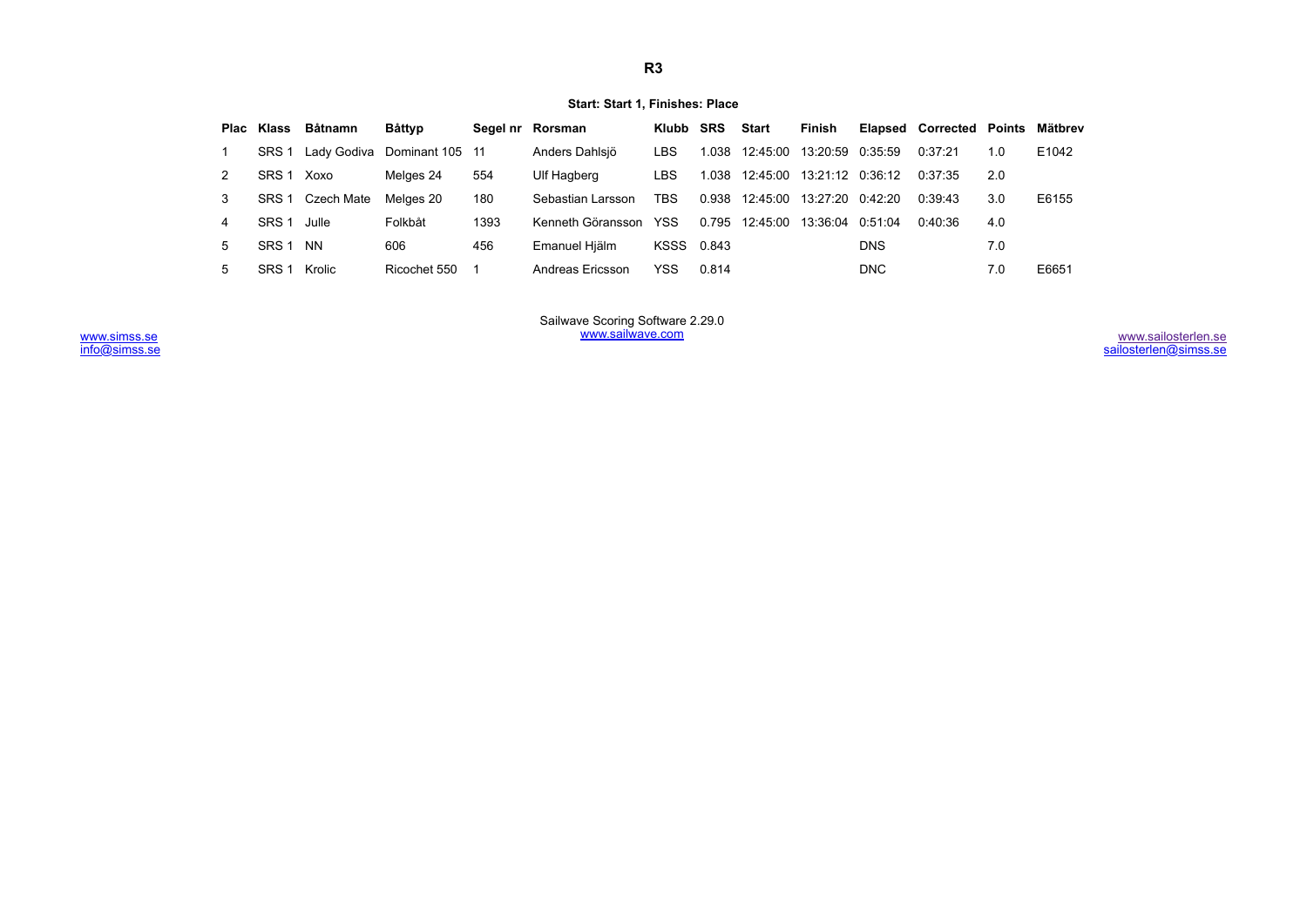# R3

**Start: Start 1, Finishes: Place**

| Plac | Klass | Båtnamn | Båttyp | Segel nr | Rorsman | Klubb | SRS | Start | Finish | Elapsed | Corrected | Points | Mätbrev |
|---|---|---|---|---|---|---|---|---|---|---|---|---|---|
| 1 | SRS 1 | Lady Godiva | Dominant 105 | 11 | Anders Dahlsjö | LBS | 1.038 | 12:45:00 | 13:20:59 | 0:35:59 | 0:37:21 | 1.0 | E1042 |
| 2 | SRS 1 | Xoxo | Melges 24 | 554 | Ulf Hagberg | LBS | 1.038 | 12:45:00 | 13:21:12 | 0:36:12 | 0:37:35 | 2.0 | |
| 3 | SRS 1 | Czech Mate | Melges 20 | 180 | Sebastian Larsson | TBS | 0.938 | 12:45:00 | 13:27:20 | 0:42:20 | 0:39:43 | 3.0 | E6155 |
| 4 | SRS 1 | Julle | Folkbåt | 1393 | Kenneth Göransson | YSS | 0.795 | 12:45:00 | 13:36:04 | 0:51:04 | 0:40:36 | 4.0 | |
| 5 | SRS 1 | NN | 606 | 456 | Emanuel Hjälm | KSSS | 0.843 | | | DNS | | 7.0 | |
| 5 | SRS 1 | Krolic | Ricochet 550 | 1 | Andreas Ericsson | YSS | 0.814 | | | DNC | | 7.0 | E6651 |

Sailwave Scoring Software 2.29.0
www.sailwave.com

www.simss.se
info@simss.se

www.sailosterlen.se
sailosterlen@simss.se